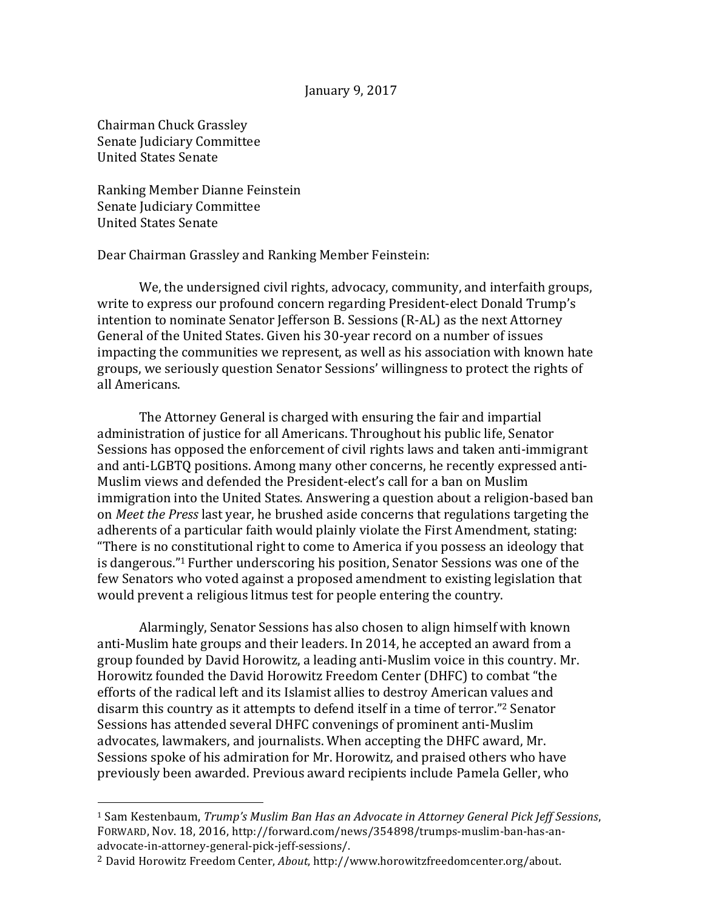January 9, 2017

Chairman Chuck Grassley
Senate Judiciary Committee
United States Senate

Ranking Member Dianne Feinstein
Senate Judiciary Committee
United States Senate

Dear Chairman Grassley and Ranking Member Feinstein:

We, the undersigned civil rights, advocacy, community, and interfaith groups, write to express our profound concern regarding President-elect Donald Trump's intention to nominate Senator Jefferson B. Sessions (R-AL) as the next Attorney General of the United States. Given his 30-year record on a number of issues impacting the communities we represent, as well as his association with known hate groups, we seriously question Senator Sessions' willingness to protect the rights of all Americans.

The Attorney General is charged with ensuring the fair and impartial administration of justice for all Americans. Throughout his public life, Senator Sessions has opposed the enforcement of civil rights laws and taken anti-immigrant and anti-LGBTQ positions. Among many other concerns, he recently expressed anti-Muslim views and defended the President-elect's call for a ban on Muslim immigration into the United States. Answering a question about a religion-based ban on *Meet the Press* last year, he brushed aside concerns that regulations targeting the adherents of a particular faith would plainly violate the First Amendment, stating: "There is no constitutional right to come to America if you possess an ideology that is dangerous."[1] Further underscoring his position, Senator Sessions was one of the few Senators who voted against a proposed amendment to existing legislation that would prevent a religious litmus test for people entering the country.

Alarmingly, Senator Sessions has also chosen to align himself with known anti-Muslim hate groups and their leaders. In 2014, he accepted an award from a group founded by David Horowitz, a leading anti-Muslim voice in this country. Mr. Horowitz founded the David Horowitz Freedom Center (DHFC) to combat "the efforts of the radical left and its Islamist allies to destroy American values and disarm this country as it attempts to defend itself in a time of terror."[2] Senator Sessions has attended several DHFC convenings of prominent anti-Muslim advocates, lawmakers, and journalists. When accepting the DHFC award, Mr. Sessions spoke of his admiration for Mr. Horowitz, and praised others who have previously been awarded. Previous award recipients include Pamela Geller, who

---

[1] Sam Kestenbaum, *Trump's Muslim Ban Has an Advocate in Attorney General Pick Jeff Sessions*, FORWARD, Nov. 18, 2016, http://forward.com/news/354898/trumps-muslim-ban-has-an-advocate-in-attorney-general-pick-jeff-sessions/.

[2] David Horowitz Freedom Center, *About*, http://www.horowitzfreedomcenter.org/about.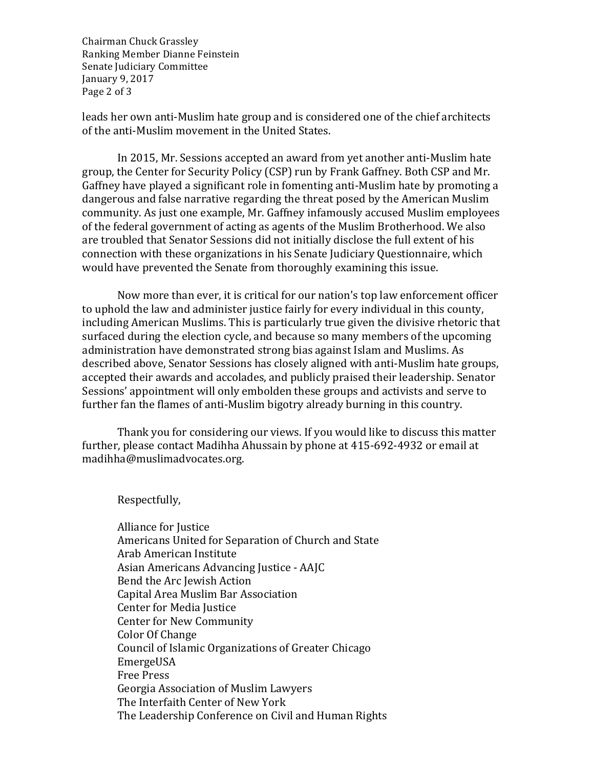leads her own anti-Muslim hate group and is considered one of the chief architects of the anti-Muslim movement in the United States.

In 2015, Mr. Sessions accepted an award from yet another anti-Muslim hate group, the Center for Security Policy (CSP) run by Frank Gaffney. Both CSP and Mr. Gaffney have played a significant role in fomenting anti-Muslim hate by promoting a dangerous and false narrative regarding the threat posed by the American Muslim community. As just one example, Mr. Gaffney infamously accused Muslim employees of the federal government of acting as agents of the Muslim Brotherhood. We also are troubled that Senator Sessions did not initially disclose the full extent of his connection with these organizations in his Senate Judiciary Questionnaire, which would have prevented the Senate from thoroughly examining this issue.

Now more than ever, it is critical for our nation's top law enforcement officer to uphold the law and administer justice fairly for every individual in this county, including American Muslims. This is particularly true given the divisive rhetoric that surfaced during the election cycle, and because so many members of the upcoming administration have demonstrated strong bias against Islam and Muslims. As described above, Senator Sessions has closely aligned with anti-Muslim hate groups, accepted their awards and accolades, and publicly praised their leadership. Senator Sessions' appointment will only embolden these groups and activists and serve to further fan the flames of anti-Muslim bigotry already burning in this country.

Thank you for considering our views. If you would like to discuss this matter further, please contact Madihha Ahussain by phone at 415-692-4932 or email at madihha@muslimadvocates.org.

Respectfully,

Alliance for Justice
Americans United for Separation of Church and State
Arab American Institute
Asian Americans Advancing Justice - AAJC
Bend the Arc Jewish Action
Capital Area Muslim Bar Association
Center for Media Justice
Center for New Community
Color Of Change
Council of Islamic Organizations of Greater Chicago
EmergeUSA
Free Press
Georgia Association of Muslim Lawyers
The Interfaith Center of New York
The Leadership Conference on Civil and Human Rights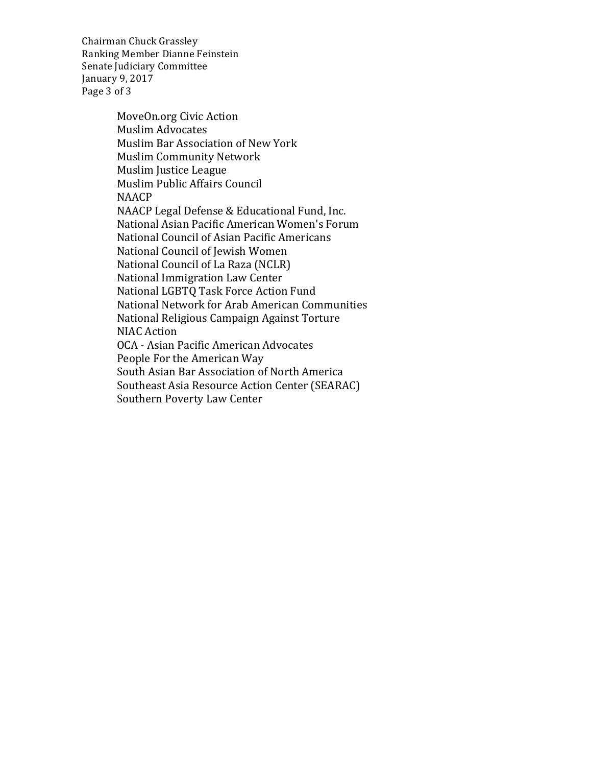MoveOn.org Civic Action
Muslim Advocates
Muslim Bar Association of New York
Muslim Community Network
Muslim Justice League
Muslim Public Affairs Council
NAACP
NAACP Legal Defense & Educational Fund, Inc.
National Asian Pacific American Women's Forum
National Council of Asian Pacific Americans
National Council of Jewish Women
National Council of La Raza (NCLR)
National Immigration Law Center
National LGBTQ Task Force Action Fund
National Network for Arab American Communities
National Religious Campaign Against Torture
NIAC Action
OCA - Asian Pacific American Advocates
People For the American Way
South Asian Bar Association of North America
Southeast Asia Resource Action Center (SEARAC)
Southern Poverty Law Center